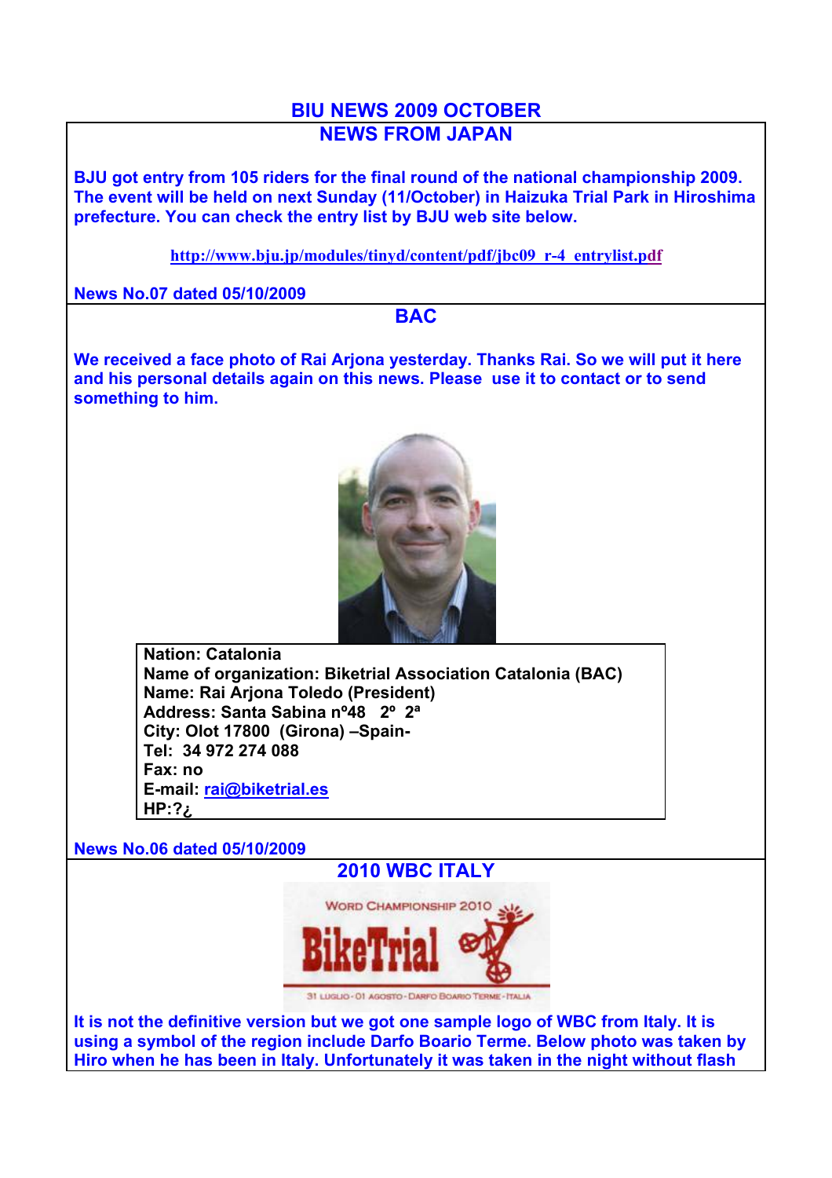# BIU NEWS 2009 OCTOBER

## NEWS FROM JAPAN

**BJU got entry from 105 riders for the final round of the national championship 2009. The event will be held on next Sunday (11/October) in Haizuka Trial Park in Hiroshima prefecture. You can check the entry list by BJU web site below.**

**http://www.bju.jp/modules/tinyd/content/pdf/jbc09_r-4_entrylist.pdf**

**News No.07 dated 05/10/2009**

## BAC

**We received a face photo of Rai Arjona yesterday. Thanks Rai. So we will put it here and his personal details again on this news. Please use it to contact or to send something to him.**

**Nation: Catalonia**
**Name of organization: Biketrial Association Catalonia (BAC)**
**Name: Rai Arjona Toledo (President)**
**Address: Santa Sabina nº48 2º 2ª**
**City: Olot 17800 (Girona) –Spain-**
**Tel: 34 972 274 088**
**Fax: no**
**E-mail: rai@biketrial.es**
**HP:?¿**

**News No.06 dated 05/10/2009**

## 2010 WBC ITALY

WORD CHAMPIONSHIP 2010
BikeTrial
31 LUGLIO - 01 AGOSTO - DARFO BOARIO TERME - ITALIA

**It is not the definitive version but we got one sample logo of WBC from Italy. It is using a symbol of the region include Darfo Boario Terme. Below photo was taken by Hiro when he has been in Italy. Unfortunately it was taken in the night without flash**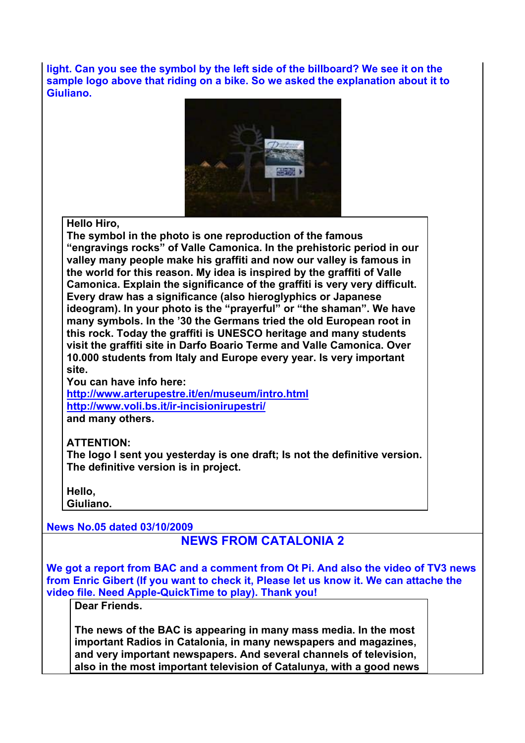light. Can you see the symbol by the left side of the billboard? We see it on the sample logo above that riding on a bike. So we asked the explanation about it to Giuliano.

**Hello Hiro,**
**The symbol in the photo is one reproduction of the famous "engravings rocks" of Valle Camonica. In the prehistoric period in our valley many people make his graffiti and now our valley is famous in the world for this reason. My idea is inspired by the graffiti of Valle Camonica. Explain the significance of the graffiti is very very difficult. Every draw has a significance (also hieroglyphics or Japanese ideogram). In your photo is the "prayerful" or "the shaman". We have many symbols. In the '30 the Germans tried the old European root in this rock. Today the graffiti is UNESCO heritage and many students visit the graffiti site in Darfo Boario Terme and Valle Camonica. Over 10.000 students from Italy and Europe every year. Is very important site.**
**You can have info here:**
**http://www.arterupestre.it/en/museum/intro.html**
**http://www.voli.bs.it/ir-incisionirupestri/**
**and many others.**

**ATTENTION:**
**The logo I sent you yesterday is one draft; Is not the definitive version. The definitive version is in project.**

**Hello,**
**Giuliano.**

**News No.05 dated 03/10/2009**

## NEWS FROM CATALONIA 2

**We got a report from BAC and a comment from Ot Pi. And also the video of TV3 news from Enric Gibert (If you want to check it, Please let us know it. We can attache the video file. Need Apple-QuickTime to play). Thank you!**

**Dear Friends.**

**The news of the BAC is appearing in many mass media. In the most important Radios in Catalonia, in many newspapers and magazines, and very important newspapers. And several channels of television, also in the most important television of Catalunya, with a good news**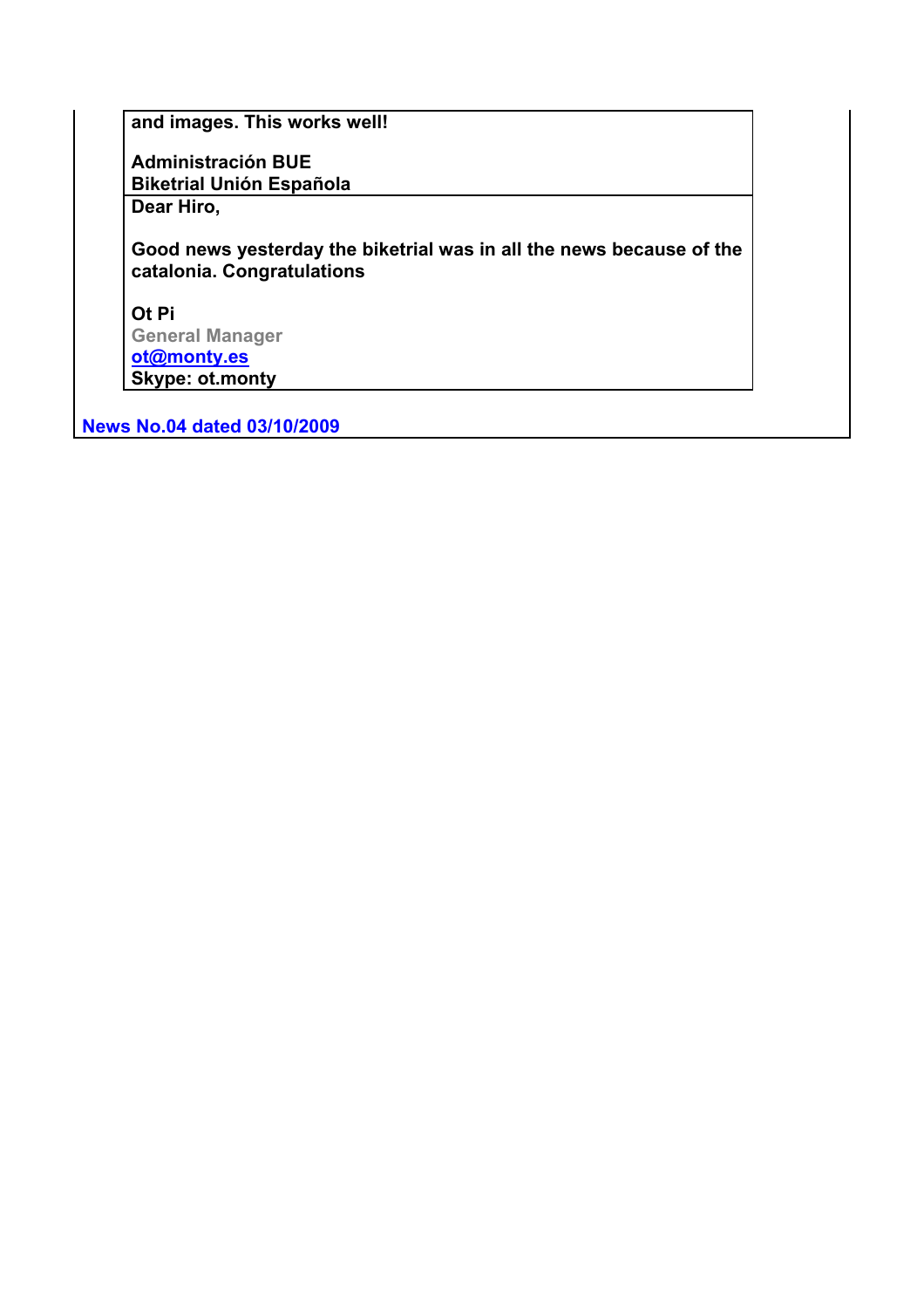**and images. This works well!**

**Administración BUE**
**Biketrial Unión Española**

**Dear Hiro,**

**Good news yesterday the biketrial was in all the news because of the catalonia. Congratulations**

**Ot Pi**
**General Manager**
**ot@monty.es**
**Skype: ot.monty**

**News No.04 dated 03/10/2009**